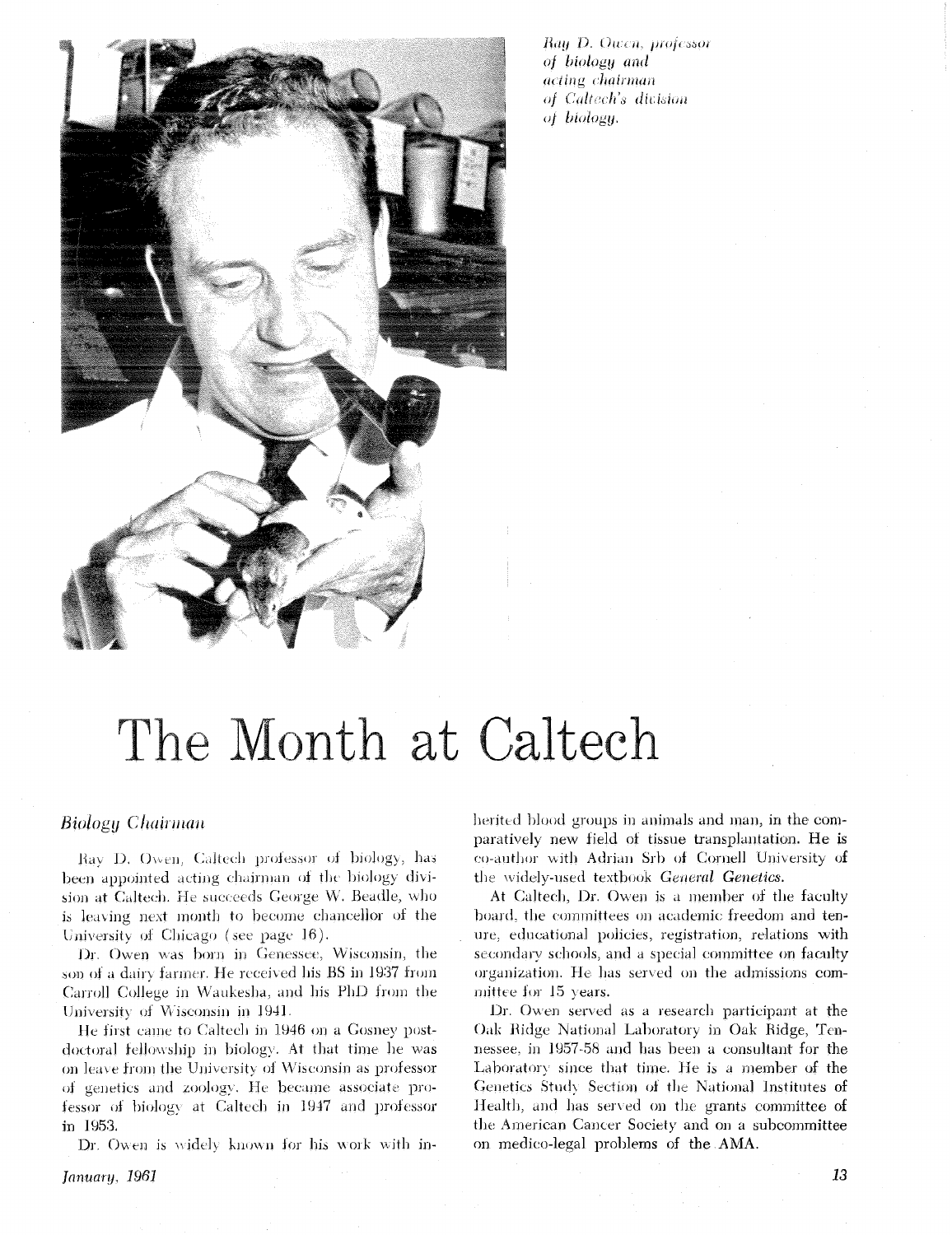*Ray D. Owen, professor of biology and acting chairman of Caltech's division of biology.*

# The Month at Caltech

### *Biology Chairman*

Ray D. Owen, Caltech professor of biology, has been appointed acting chairman of the biology division at Caltech. He succeeds George W. Beadle, who is leaving next month to become chancellor of the University of Chicago (see page 16).

Dr. Owen was born in Genessee, Wisconsin, the son of a dairy farmer. He received his BS in 1937 from Carroll College in Waukesha, and his PhD from the University of Wisconsin in 1941.

He first came to Caltech in 1946 on a Gosney postdoctoral fellowship in biology. At that time he was on leave from the University of Wisconsin as professor of genetics and zoology. He became associate professor of biology at Caltech in 1947 and professor in 1953.

Dr. Owen is widely known for his work with inherited blood groups in animals and man, in the comparatively new field of tissue transplantation. He is co-author with Adrian Srb of Cornell University of the widely-used textbook *General Genetics.*

At Caltech, Dr. Owen is a member of the faculty board, the committees on academic freedom and tenure, educational policies, registration, relations with secondary schools, and a special committee on faculty organization. He has served on the admissions committee for 15 years.

Dr. Owen served as a research participant at the Oak Ridge National Laboratory in Oak Ridge, Tennessee, in 1957-58 and has been a consultant for the Laboratory since that time. He is a member of the Genetics Study Section of the National Institutes of Health, and has served on the grants committee of the American Cancer Society and on a subcommittee on medico-legal problems of the AMA.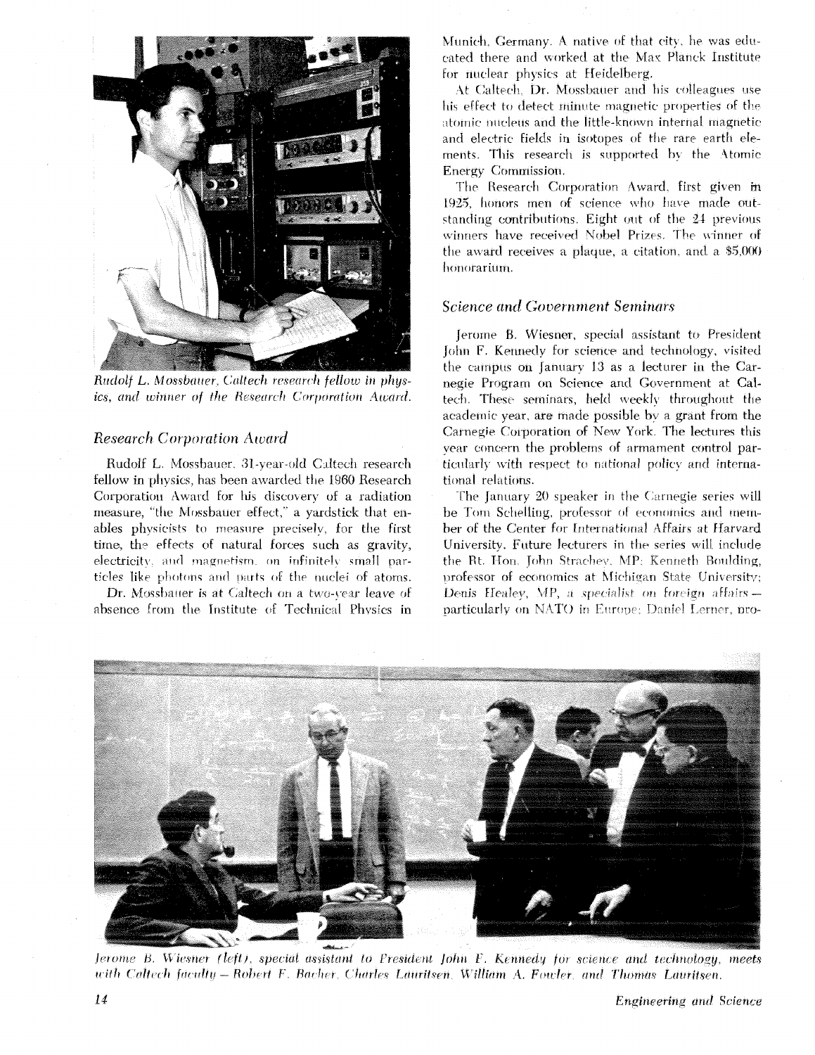*Rudolf L. Mossbauer, Caltech research fellow in physics, and winner of the Research Corporation Award.*

## Research Corporation Award

Rudolf L. Mossbauer, 31-year-old Caltech research fellow in physics, has been awarded the 1960 Research Corporation Award for his discovery of a radiation measure, "the Mossbauer effect," a yardstick that enables physicists to measure precisely, for the first time, the effects of natural forces such as gravity, electricity, and magnetism, on infinitely small particles like photons and parts of the nuclei of atoms.

Dr. Mossbauer is at Caltech on a two-year leave of absence from the Institute of Technical Physics in Munich, Germany. A native of that city, he was educated there and worked at the Max Planck Institute for nuclear physics at Heidelberg.

At Caltech, Dr. Mossbauer and his colleagues use his effect to detect minute magnetic properties of the atomic nucleus and the little-known internal magnetic and electric fields in isotopes of the rare earth elements. This research is supported by the Atomic Energy Commission.

The Research Corporation Award, first given in 1925, honors men of science who have made outstanding contributions. Eight out of the 24 previous winners have received Nobel Prizes. The winner of the award receives a plaque, a citation, and a $5,000 honorarium.

## Science and Government Seminars

Jerome B. Wiesner, special assistant to President John F. Kennedy for science and technology, visited the campus on January 13 as a lecturer in the Carnegie Program on Science and Government at Caltech. These seminars, held weekly throughout the academic year, are made possible by a grant from the Carnegie Corporation of New York. The lectures this year concern the problems of armament control particularly with respect to national policy and international relations.

The January 20 speaker in the Carnegie series will be Tom Schelling, professor of economics and member of the Center for International Affairs at Harvard University. Future lecturers in the series will include the Rt. Hon. John Strachey, MP; Kenneth Boulding, professor of economics at Michigan State University; Denis Healey, MP, a specialist on foreign affairs – particularly on NATO in Europe; Daniel Lerner, pro-

*Jerome B. Wiesner (left), special assistant to President John F. Kennedy for science and technology, meets with Caltech faculty – Robert F. Bacher, Charles Lauritsen, William A. Fowler, and Thomas Lauritsen.*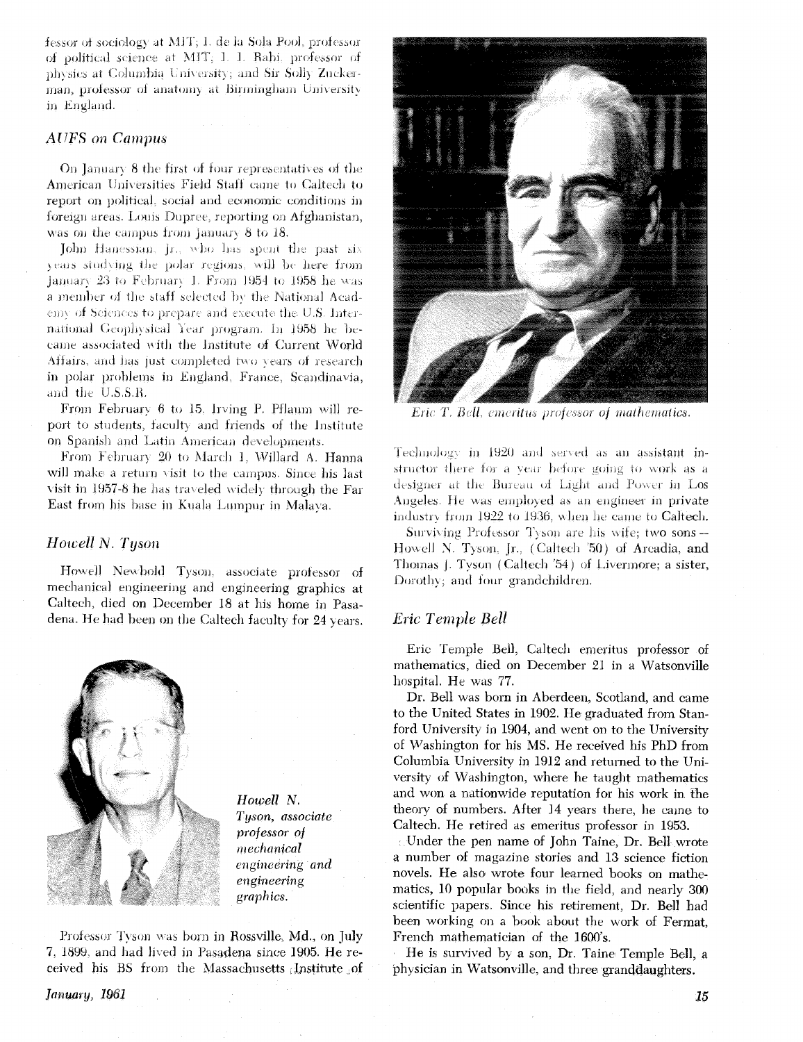fessor of sociology at MIT; I. de la Sola Pool, professor of political science at MIT; I. I. Rabi, professor of physics at Columbia University; and Sir Solly Zuckerman, professor of anatomy at Birmingham University in England.

### *AUFS on Campus*

On January 8 the first of four representatives of the American Universities Field Staff came to Caltech to report on political, social and economic conditions in foreign areas. Louis Dupree, reporting on Afghanistan, was on the campus from January 8 to 18.

John Hanessian, Jr., who has spent the past six years studying the polar regions, will be here from January 23 to February 1. From 1954 to 1958 he was a member of the staff selected by the National Academy of Sciences to prepare and execute the U.S. International Geophysical Year program. In 1958 he became associated with the Institute of Current World Affairs, and has just completed two years of research in polar problems in England, France, Scandinavia, and the U.S.S.R.

From February 6 to 15, Irving P. Pflaum will report to students, faculty and friends of the Institute on Spanish and Latin American developments.

From February 20 to March 1, Willard A. Hanna will make a return visit to the campus. Since his last visit in 1957-8 he has traveled widely through the Far East from his base in Kuala Lumpur in Malaya.

### *Howell N. Tyson*

Howell Newbold Tyson, associate professor of mechanical engineering and engineering graphics at Caltech, died on December 18 at his home in Pasadena. He had been on the Caltech faculty for 24 years.

*Howell N. Tyson, associate professor of mechanical engineering and engineering graphics.*

Professor Tyson was born in Rossville, Md., on July 7, 1899, and had lived in Pasadena since 1905. He received his BS from the Massachusetts Institute of Technology in 1920 and served as an assistant instructor there for a year before going to work as a designer at the Bureau of Light and Power in Los Angeles. He was employed as an engineer in private industry from 1922 to 1936, when he came to Caltech.

Surviving Professor Tyson are his wife; two sons – Howell N. Tyson, Jr., (Caltech '50) of Arcadia, and Thomas J. Tyson (Caltech '54) of Livermore; a sister, Dorothy; and four grandchildren.

*Eric T. Bell, emeritus professor of mathematics.*

### *Eric Temple Bell*

Eric Temple Bell, Caltech emeritus professor of mathematics, died on December 21 in a Watsonville hospital. He was 77.

Dr. Bell was born in Aberdeen, Scotland, and came to the United States in 1902. He graduated from Stanford University in 1904, and went on to the University of Washington for his MS. He received his PhD from Columbia University in 1912 and returned to the University of Washington, where he taught mathematics and won a nationwide reputation for his work in the theory of numbers. After 14 years there, he came to Caltech. He retired as emeritus professor in 1953.

Under the pen name of John Taine, Dr. Bell wrote a number of magazine stories and 13 science fiction novels. He also wrote four learned books on mathematics, 10 popular books in the field, and nearly 300 scientific papers. Since his retirement, Dr. Bell had been working on a book about the work of Fermat, French mathematician of the 1600's.

He is survived by a son, Dr. Taine Temple Bell, a physician in Watsonville, and three granddaughters.